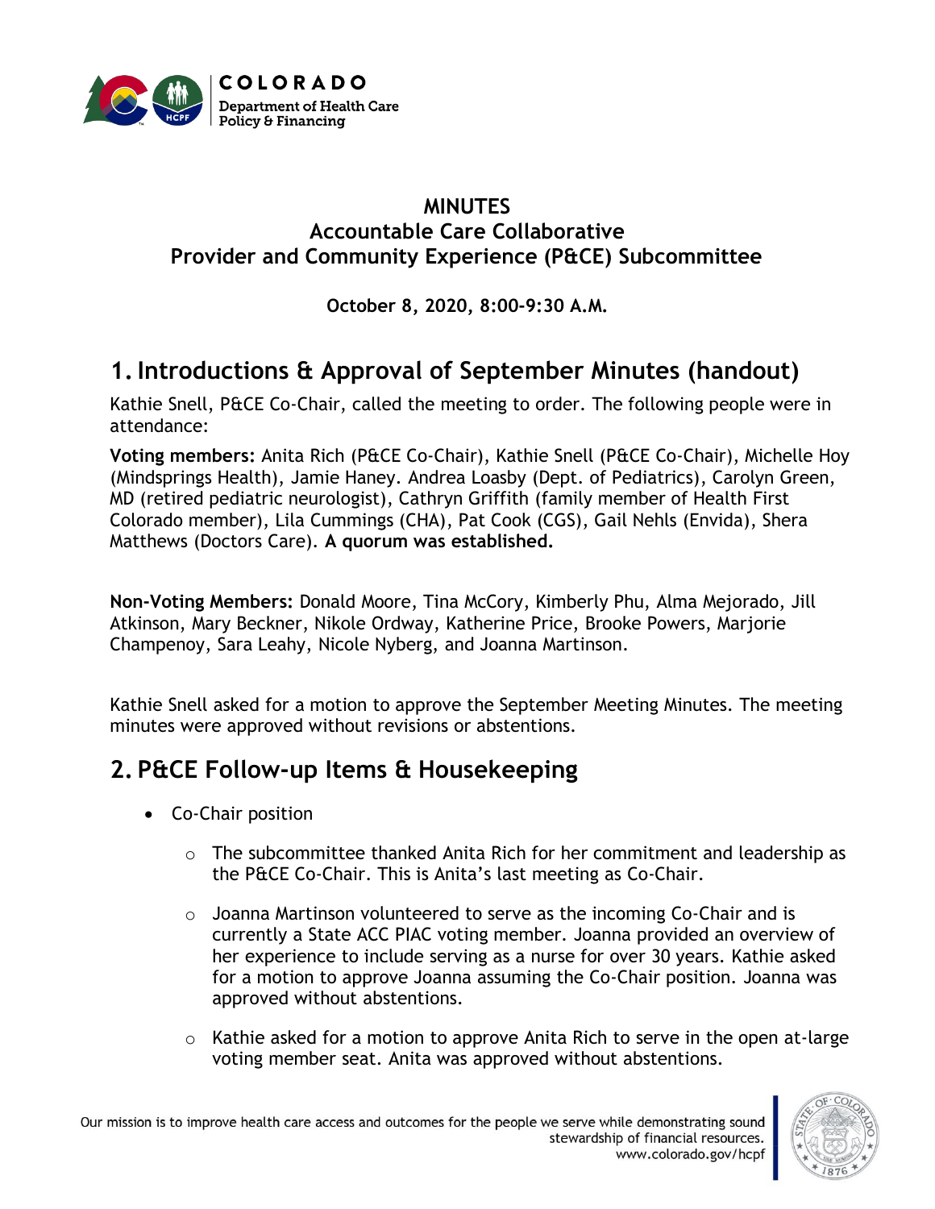# MINUTES
## Accountable Care Collaborative
## Provider and Community Experience (P&CE) Subcommittee

**October 8, 2020, 8:00-9:30 A.M.**

## 1. Introductions & Approval of September Minutes (handout)

Kathie Snell, P&CE Co-Chair, called the meeting to order. The following people were in attendance:

**Voting members:** Anita Rich (P&CE Co-Chair), Kathie Snell (P&CE Co-Chair), Michelle Hoy (Mindsprings Health), Jamie Haney. Andrea Loasby (Dept. of Pediatrics), Carolyn Green, MD (retired pediatric neurologist), Cathryn Griffith (family member of Health First Colorado member), Lila Cummings (CHA), Pat Cook (CGS), Gail Nehls (Envida), Shera Matthews (Doctors Care). **A quorum was established.**

**Non-Voting Members:** Donald Moore, Tina McCory, Kimberly Phu, Alma Mejorado, Jill Atkinson, Mary Beckner, Nikole Ordway, Katherine Price, Brooke Powers, Marjorie Champenoy, Sara Leahy, Nicole Nyberg, and Joanna Martinson.

Kathie Snell asked for a motion to approve the September Meeting Minutes. The meeting minutes were approved without revisions or abstentions.

## 2. P&CE Follow-up Items & Housekeeping

- Co-Chair position
  - The subcommittee thanked Anita Rich for her commitment and leadership as the P&CE Co-Chair. This is Anita's last meeting as Co-Chair.
  - Joanna Martinson volunteered to serve as the incoming Co-Chair and is currently a State ACC PIAC voting member. Joanna provided an overview of her experience to include serving as a nurse for over 30 years. Kathie asked for a motion to approve Joanna assuming the Co-Chair position. Joanna was approved without abstentions.
  - Kathie asked for a motion to approve Anita Rich to serve in the open at-large voting member seat. Anita was approved without abstentions.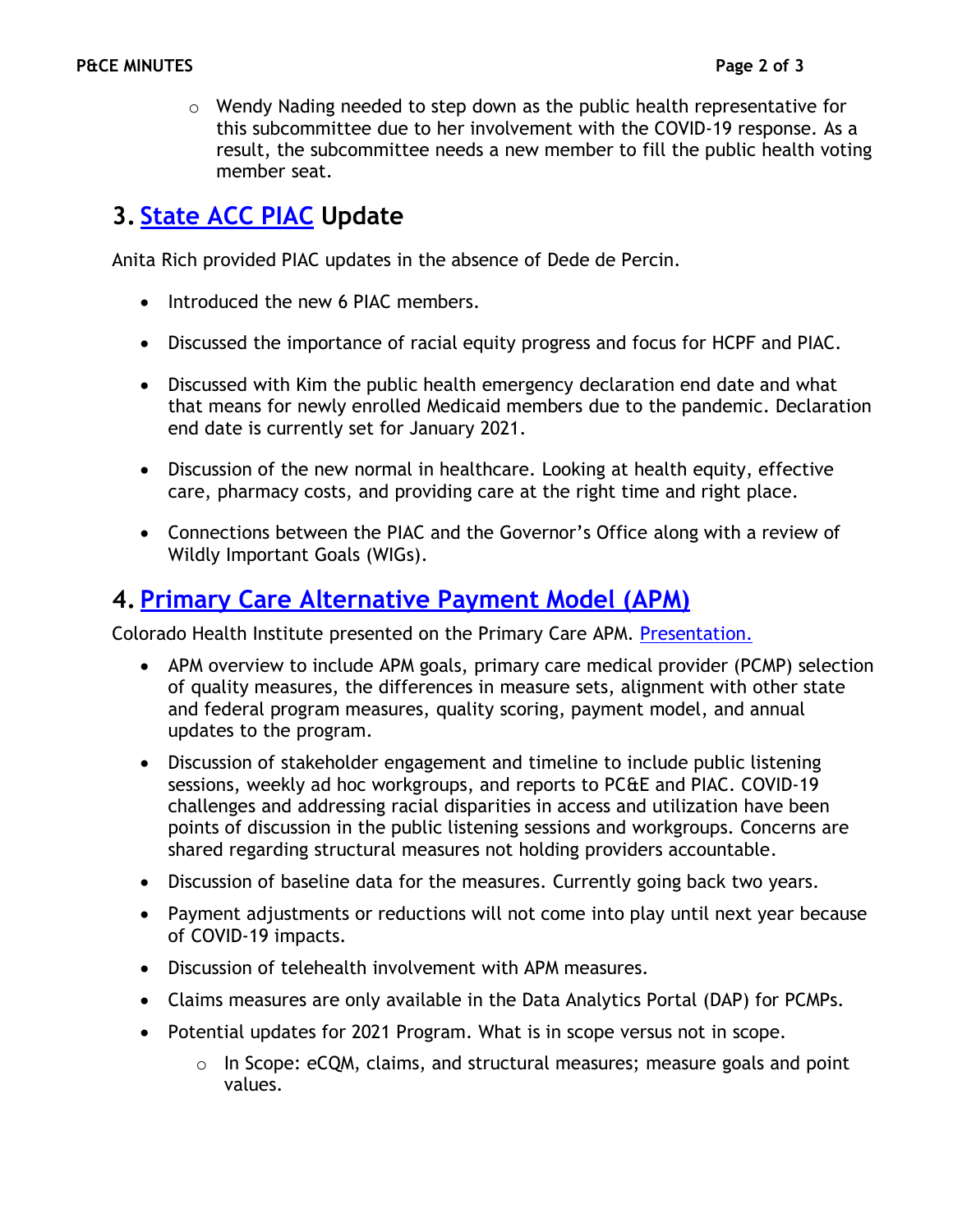- Wendy Nading needed to step down as the public health representative for this subcommittee due to her involvement with the COVID-19 response. As a result, the subcommittee needs a new member to fill the public health voting member seat.

# 3. State ACC PIAC Update

Anita Rich provided PIAC updates in the absence of Dede de Percin.

- Introduced the new 6 PIAC members.
- Discussed the importance of racial equity progress and focus for HCPF and PIAC.
- Discussed with Kim the public health emergency declaration end date and what that means for newly enrolled Medicaid members due to the pandemic. Declaration end date is currently set for January 2021.
- Discussion of the new normal in healthcare. Looking at health equity, effective care, pharmacy costs, and providing care at the right time and right place.
- Connections between the PIAC and the Governor's Office along with a review of Wildly Important Goals (WIGs).

# 4. Primary Care Alternative Payment Model (APM)

Colorado Health Institute presented on the Primary Care APM. Presentation.

- APM overview to include APM goals, primary care medical provider (PCMP) selection of quality measures, the differences in measure sets, alignment with other state and federal program measures, quality scoring, payment model, and annual updates to the program.
- Discussion of stakeholder engagement and timeline to include public listening sessions, weekly ad hoc workgroups, and reports to PC&E and PIAC. COVID-19 challenges and addressing racial disparities in access and utilization have been points of discussion in the public listening sessions and workgroups. Concerns are shared regarding structural measures not holding providers accountable.
- Discussion of baseline data for the measures. Currently going back two years.
- Payment adjustments or reductions will not come into play until next year because of COVID-19 impacts.
- Discussion of telehealth involvement with APM measures.
- Claims measures are only available in the Data Analytics Portal (DAP) for PCMPs.
- Potential updates for 2021 Program. What is in scope versus not in scope.
  - In Scope: eCQM, claims, and structural measures; measure goals and point values.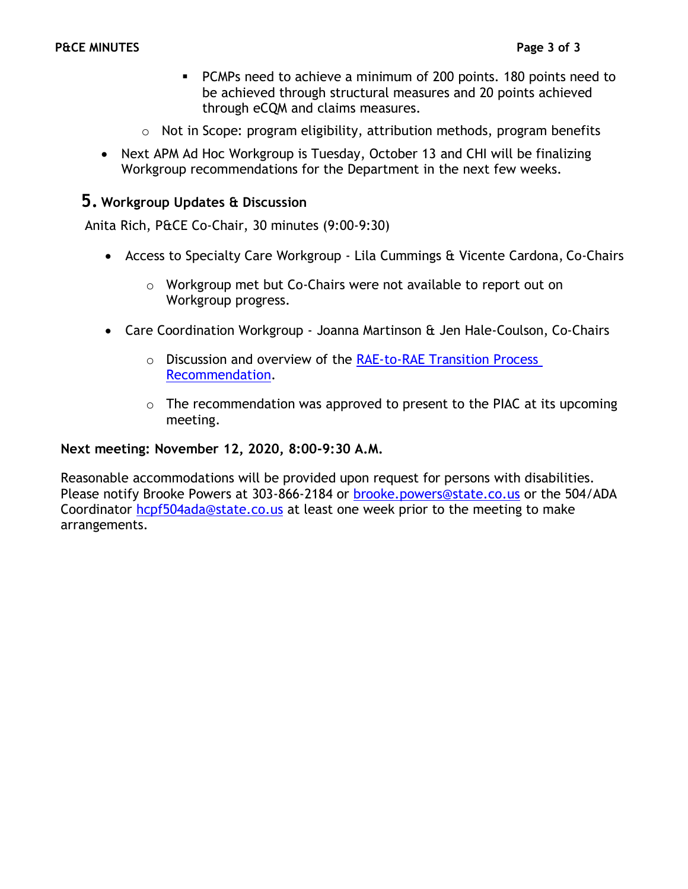- PCMPs need to achieve a minimum of 200 points. 180 points need to be achieved through structural measures and 20 points achieved through eCQM and claims measures.
    - Not in Scope: program eligibility, attribution methods, program benefits
- Next APM Ad Hoc Workgroup is Tuesday, October 13 and CHI will be finalizing Workgroup recommendations for the Department in the next few weeks.

## 5. Workgroup Updates & Discussion

Anita Rich, P&CE Co-Chair, 30 minutes (9:00-9:30)

- Access to Specialty Care Workgroup - Lila Cummings & Vicente Cardona, Co-Chairs
    - Workgroup met but Co-Chairs were not available to report out on Workgroup progress.
- Care Coordination Workgroup - Joanna Martinson & Jen Hale-Coulson, Co-Chairs
    - Discussion and overview of the RAE-to-RAE Transition Process Recommendation.
    - The recommendation was approved to present to the PIAC at its upcoming meeting.

**Next meeting: November 12, 2020, 8:00-9:30 A.M.**

Reasonable accommodations will be provided upon request for persons with disabilities. Please notify Brooke Powers at 303-866-2184 or brooke.powers@state.co.us or the 504/ADA Coordinator hcpf504ada@state.co.us at least one week prior to the meeting to make arrangements.